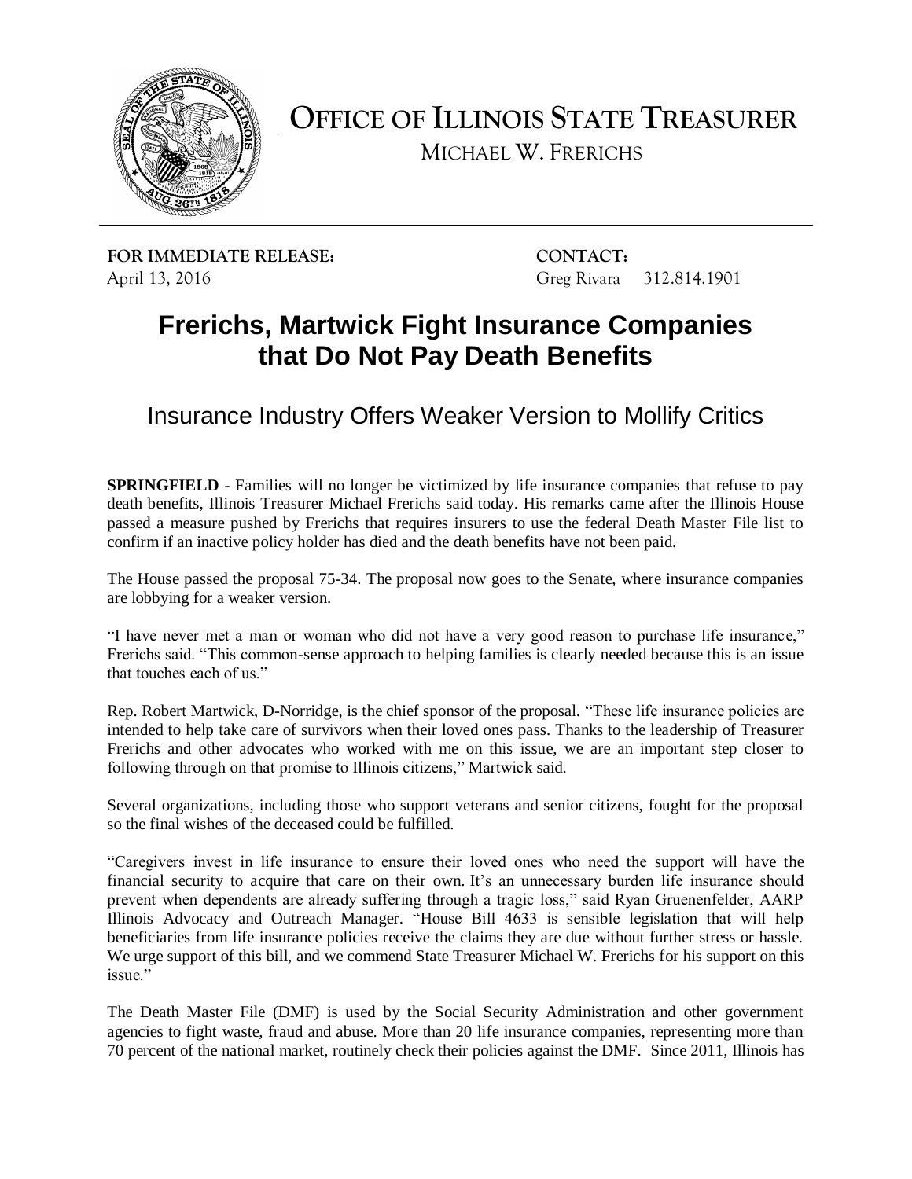# OFFICE OF ILLINOIS STATE TREASURER

MICHAEL W. FRERICHS

**FOR IMMEDIATE RELEASE:**
April 13, 2016

**CONTACT:**
Greg Rivara 312.814.1901

## Frerichs, Martwick Fight Insurance Companies that Do Not Pay Death Benefits

### Insurance Industry Offers Weaker Version to Mollify Critics

**SPRINGFIELD** - Families will no longer be victimized by life insurance companies that refuse to pay death benefits, Illinois Treasurer Michael Frerichs said today. His remarks came after the Illinois House passed a measure pushed by Frerichs that requires insurers to use the federal Death Master File list to confirm if an inactive policy holder has died and the death benefits have not been paid.

The House passed the proposal 75-34. The proposal now goes to the Senate, where insurance companies are lobbying for a weaker version.

"I have never met a man or woman who did not have a very good reason to purchase life insurance," Frerichs said. "This common-sense approach to helping families is clearly needed because this is an issue that touches each of us."

Rep. Robert Martwick, D-Norridge, is the chief sponsor of the proposal. "These life insurance policies are intended to help take care of survivors when their loved ones pass. Thanks to the leadership of Treasurer Frerichs and other advocates who worked with me on this issue, we are an important step closer to following through on that promise to Illinois citizens," Martwick said.

Several organizations, including those who support veterans and senior citizens, fought for the proposal so the final wishes of the deceased could be fulfilled.

"Caregivers invest in life insurance to ensure their loved ones who need the support will have the financial security to acquire that care on their own. It's an unnecessary burden life insurance should prevent when dependents are already suffering through a tragic loss," said Ryan Gruenenfelder, AARP Illinois Advocacy and Outreach Manager. "House Bill 4633 is sensible legislation that will help beneficiaries from life insurance policies receive the claims they are due without further stress or hassle. We urge support of this bill, and we commend State Treasurer Michael W. Frerichs for his support on this issue."

The Death Master File (DMF) is used by the Social Security Administration and other government agencies to fight waste, fraud and abuse. More than 20 life insurance companies, representing more than 70 percent of the national market, routinely check their policies against the DMF. Since 2011, Illinois has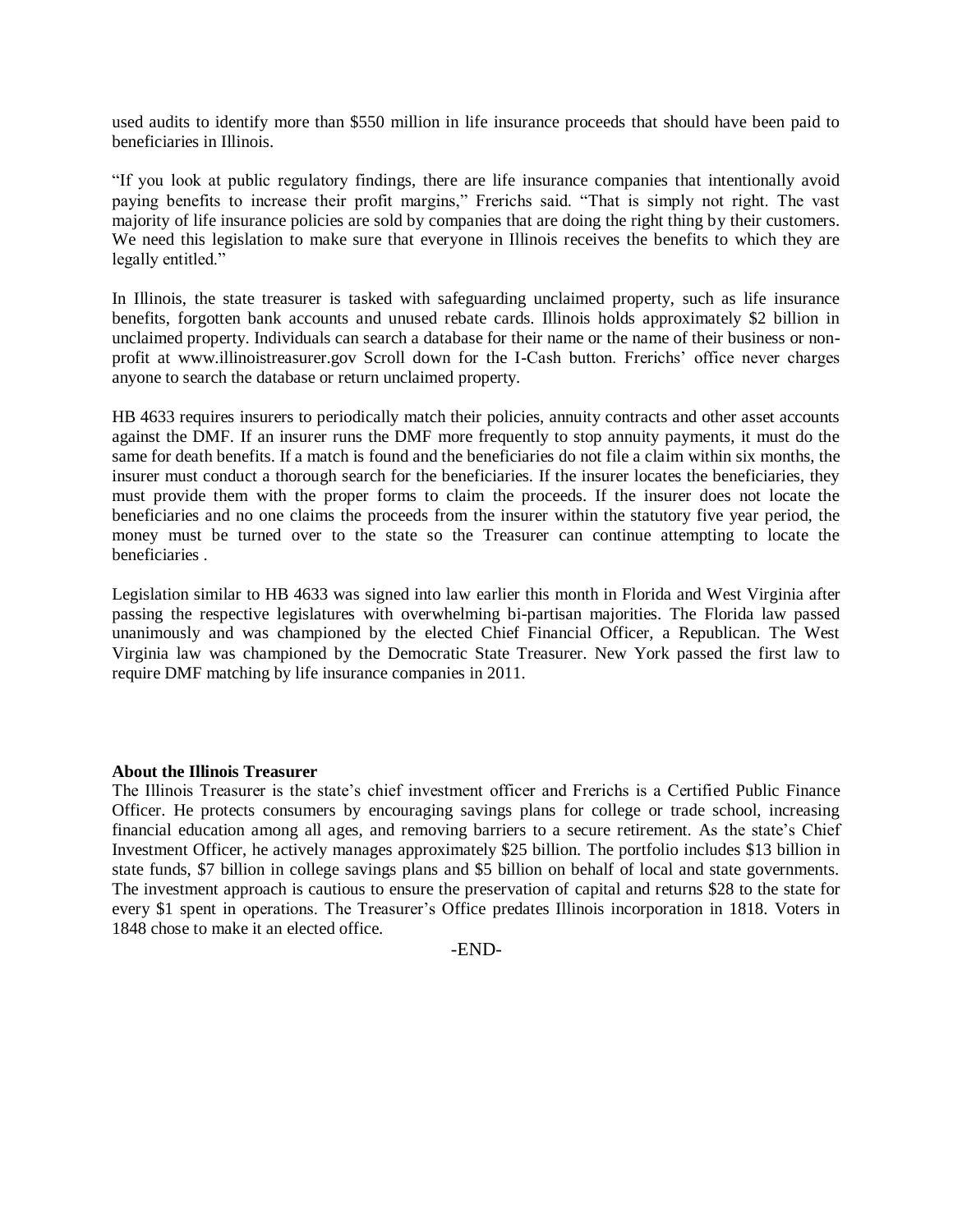used audits to identify more than $550 million in life insurance proceeds that should have been paid to beneficiaries in Illinois.

"If you look at public regulatory findings, there are life insurance companies that intentionally avoid paying benefits to increase their profit margins," Frerichs said. "That is simply not right. The vast majority of life insurance policies are sold by companies that are doing the right thing by their customers. We need this legislation to make sure that everyone in Illinois receives the benefits to which they are legally entitled."

In Illinois, the state treasurer is tasked with safeguarding unclaimed property, such as life insurance benefits, forgotten bank accounts and unused rebate cards. Illinois holds approximately $2 billion in unclaimed property. Individuals can search a database for their name or the name of their business or non-profit at www.illinoistreasurer.gov Scroll down for the I-Cash button. Frerichs' office never charges anyone to search the database or return unclaimed property.

HB 4633 requires insurers to periodically match their policies, annuity contracts and other asset accounts against the DMF. If an insurer runs the DMF more frequently to stop annuity payments, it must do the same for death benefits. If a match is found and the beneficiaries do not file a claim within six months, the insurer must conduct a thorough search for the beneficiaries. If the insurer locates the beneficiaries, they must provide them with the proper forms to claim the proceeds. If the insurer does not locate the beneficiaries and no one claims the proceeds from the insurer within the statutory five year period, the money must be turned over to the state so the Treasurer can continue attempting to locate the beneficiaries .

Legislation similar to HB 4633 was signed into law earlier this month in Florida and West Virginia after passing the respective legislatures with overwhelming bi-partisan majorities. The Florida law passed unanimously and was championed by the elected Chief Financial Officer, a Republican. The West Virginia law was championed by the Democratic State Treasurer. New York passed the first law to require DMF matching by life insurance companies in 2011.

**About the Illinois Treasurer**

The Illinois Treasurer is the state's chief investment officer and Frerichs is a Certified Public Finance Officer. He protects consumers by encouraging savings plans for college or trade school, increasing financial education among all ages, and removing barriers to a secure retirement. As the state's Chief Investment Officer, he actively manages approximately $25 billion. The portfolio includes $13 billion in state funds, $7 billion in college savings plans and $5 billion on behalf of local and state governments. The investment approach is cautious to ensure the preservation of capital and returns $28 to the state for every $1 spent in operations. The Treasurer's Office predates Illinois incorporation in 1818. Voters in 1848 chose to make it an elected office.

-END-